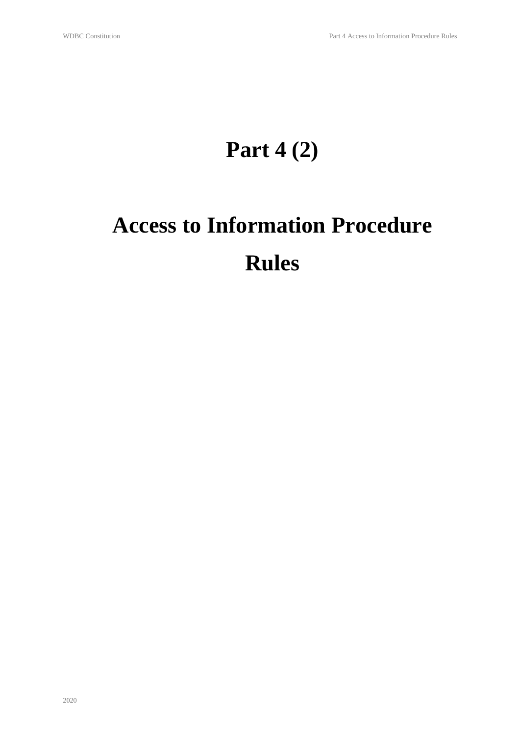# Part 4 (2)

# Access to Information Procedure Rules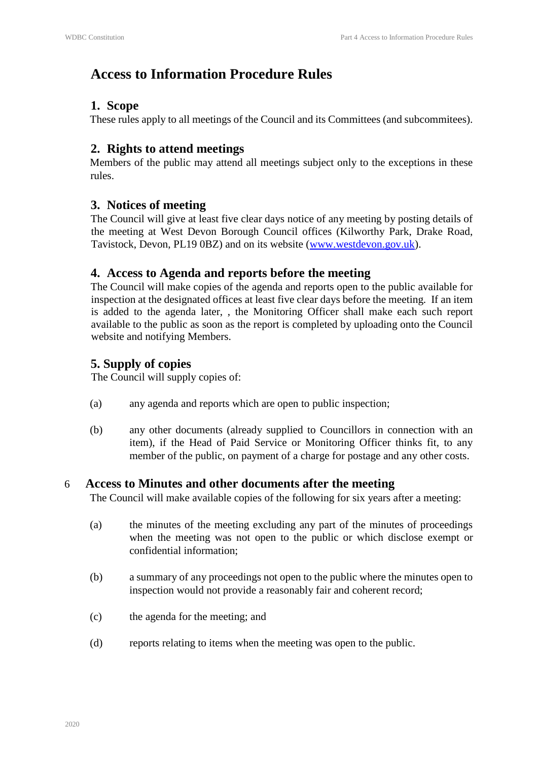# Access to Information Procedure Rules

## 1. Scope

These rules apply to all meetings of the Council and its Committees (and subcommitees).

## 2. Rights to attend meetings

Members of the public may attend all meetings subject only to the exceptions in these rules.

## 3. Notices of meeting

The Council will give at least five clear days notice of any meeting by posting details of the meeting at West Devon Borough Council offices (Kilworthy Park, Drake Road, Tavistock, Devon, PL19 0BZ) and on its website (www.westdevon.gov.uk).

## 4. Access to Agenda and reports before the meeting

The Council will make copies of the agenda and reports open to the public available for inspection at the designated offices at least five clear days before the meeting. If an item is added to the agenda later, , the Monitoring Officer shall make each such report available to the public as soon as the report is completed by uploading onto the Council website and notifying Members.

## 5. Supply of copies

The Council will supply copies of:

(a) any agenda and reports which are open to public inspection;

(b) any other documents (already supplied to Councillors in connection with an item), if the Head of Paid Service or Monitoring Officer thinks fit, to any member of the public, on payment of a charge for postage and any other costs.

## 6 Access to Minutes and other documents after the meeting

The Council will make available copies of the following for six years after a meeting:

(a) the minutes of the meeting excluding any part of the minutes of proceedings when the meeting was not open to the public or which disclose exempt or confidential information;

(b) a summary of any proceedings not open to the public where the minutes open to inspection would not provide a reasonably fair and coherent record;

(c) the agenda for the meeting; and

(d) reports relating to items when the meeting was open to the public.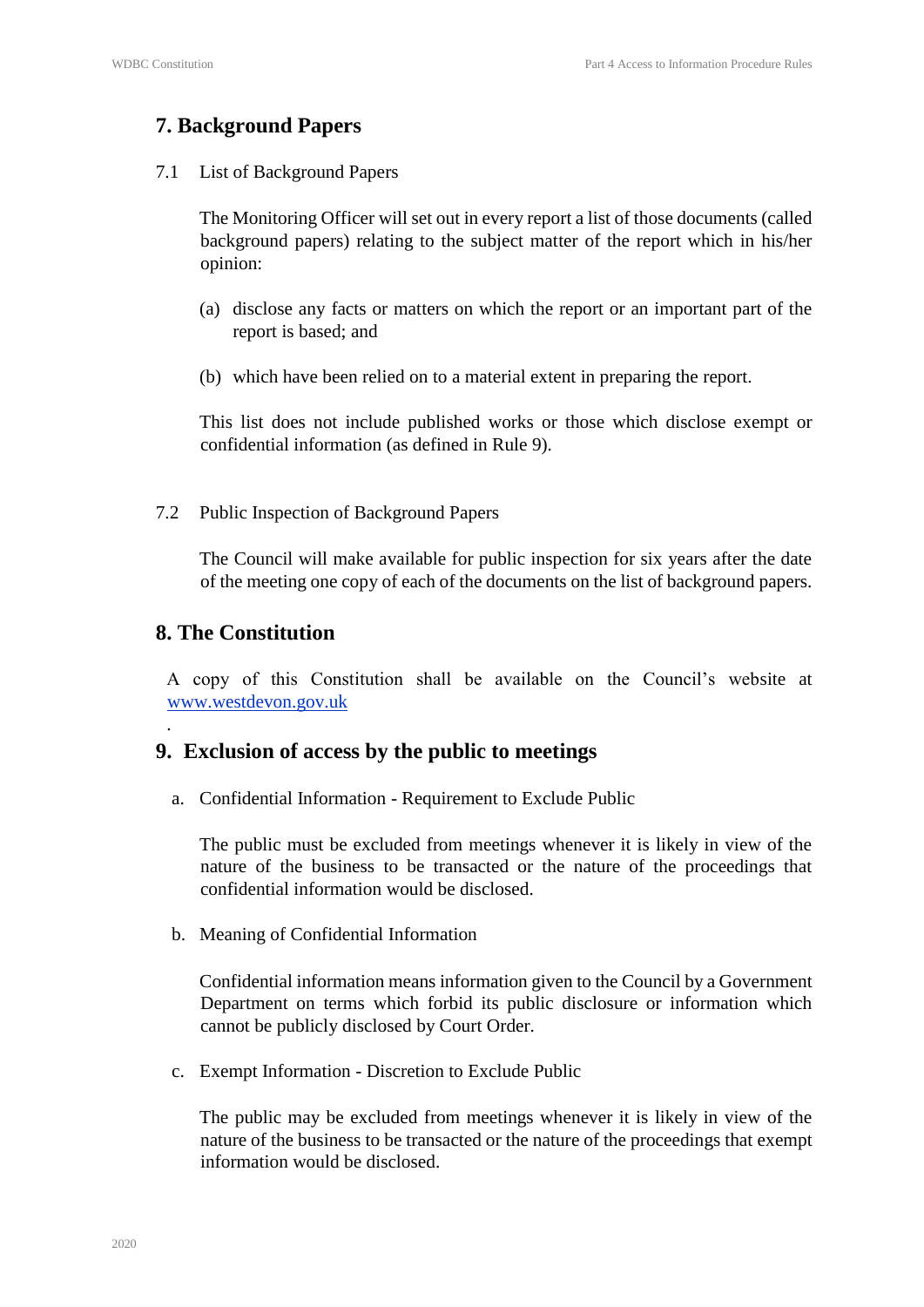## 7. Background Papers

7.1 List of Background Papers

The Monitoring Officer will set out in every report a list of those documents (called background papers) relating to the subject matter of the report which in his/her opinion:

(a) disclose any facts or matters on which the report or an important part of the report is based; and

(b) which have been relied on to a material extent in preparing the report.

This list does not include published works or those which disclose exempt or confidential information (as defined in Rule 9).

7.2 Public Inspection of Background Papers

The Council will make available for public inspection for six years after the date of the meeting one copy of each of the documents on the list of background papers.

## 8. The Constitution

A copy of this Constitution shall be available on the Council's website at www.westdevon.gov.uk

.

## 9. Exclusion of access by the public to meetings

a. Confidential Information - Requirement to Exclude Public

The public must be excluded from meetings whenever it is likely in view of the nature of the business to be transacted or the nature of the proceedings that confidential information would be disclosed.

b. Meaning of Confidential Information

Confidential information means information given to the Council by a Government Department on terms which forbid its public disclosure or information which cannot be publicly disclosed by Court Order.

c. Exempt Information - Discretion to Exclude Public

The public may be excluded from meetings whenever it is likely in view of the nature of the business to be transacted or the nature of the proceedings that exempt information would be disclosed.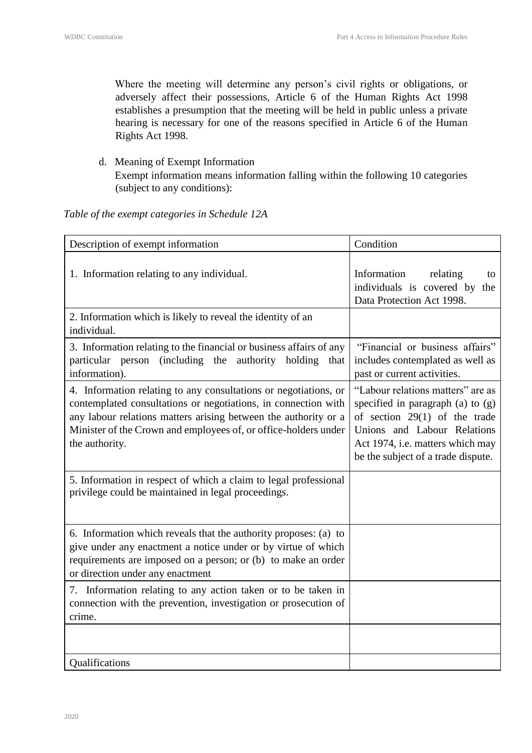Where the meeting will determine any person's civil rights or obligations, or adversely affect their possessions, Article 6 of the Human Rights Act 1998 establishes a presumption that the meeting will be held in public unless a private hearing is necessary for one of the reasons specified in Article 6 of the Human Rights Act 1998.

d. Meaning of Exempt Information
   Exempt information means information falling within the following 10 categories (subject to any conditions):

*Table of the exempt categories in Schedule 12A*

| Description of exempt information | Condition |
|---|---|
| 1. Information relating to any individual. | Information relating to individuals is covered by the Data Protection Act 1998. |
| 2. Information which is likely to reveal the identity of an individual. | |
| 3. Information relating to the financial or business affairs of any particular person (including the authority holding that information). | "Financial or business affairs" includes contemplated as well as past or current activities. |
| 4. Information relating to any consultations or negotiations, or contemplated consultations or negotiations, in connection with any labour relations matters arising between the authority or a Minister of the Crown and employees of, or office-holders under the authority. | "Labour relations matters" are as specified in paragraph (a) to (g) of section 29(1) of the trade Unions and Labour Relations Act 1974, i.e. matters which may be the subject of a trade dispute. |
| 5. Information in respect of which a claim to legal professional privilege could be maintained in legal proceedings. | |
| 6. Information which reveals that the authority proposes: (a) to give under any enactment a notice under or by virtue of which requirements are imposed on a person; or (b) to make an order or direction under any enactment | |
| 7. Information relating to any action taken or to be taken in connection with the prevention, investigation or prosecution of crime. | |
| | |
| Qualifications | |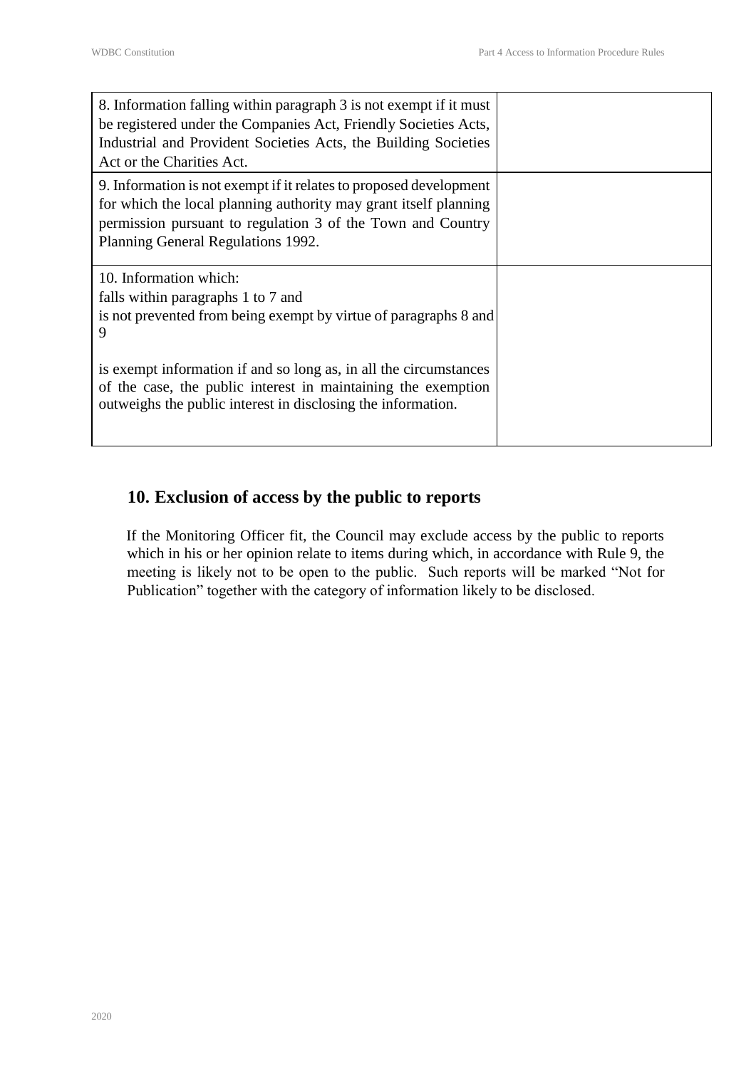| | |
|---|---|
| 8. Information falling within paragraph 3 is not exempt if it must be registered under the Companies Act, Friendly Societies Acts, Industrial and Provident Societies Acts, the Building Societies Act or the Charities Act. | |
| 9. Information is not exempt if it relates to proposed development for which the local planning authority may grant itself planning permission pursuant to regulation 3 of the Town and Country Planning General Regulations 1992. | |
| 10. Information which:<br>falls within paragraphs 1 to 7 and<br>is not prevented from being exempt by virtue of paragraphs 8 and 9<br><br>is exempt information if and so long as, in all the circumstances of the case, the public interest in maintaining the exemption outweighs the public interest in disclosing the information. | |

## 10. Exclusion of access by the public to reports

If the Monitoring Officer fit, the Council may exclude access by the public to reports which in his or her opinion relate to items during which, in accordance with Rule 9, the meeting is likely not to be open to the public. Such reports will be marked "Not for Publication" together with the category of information likely to be disclosed.